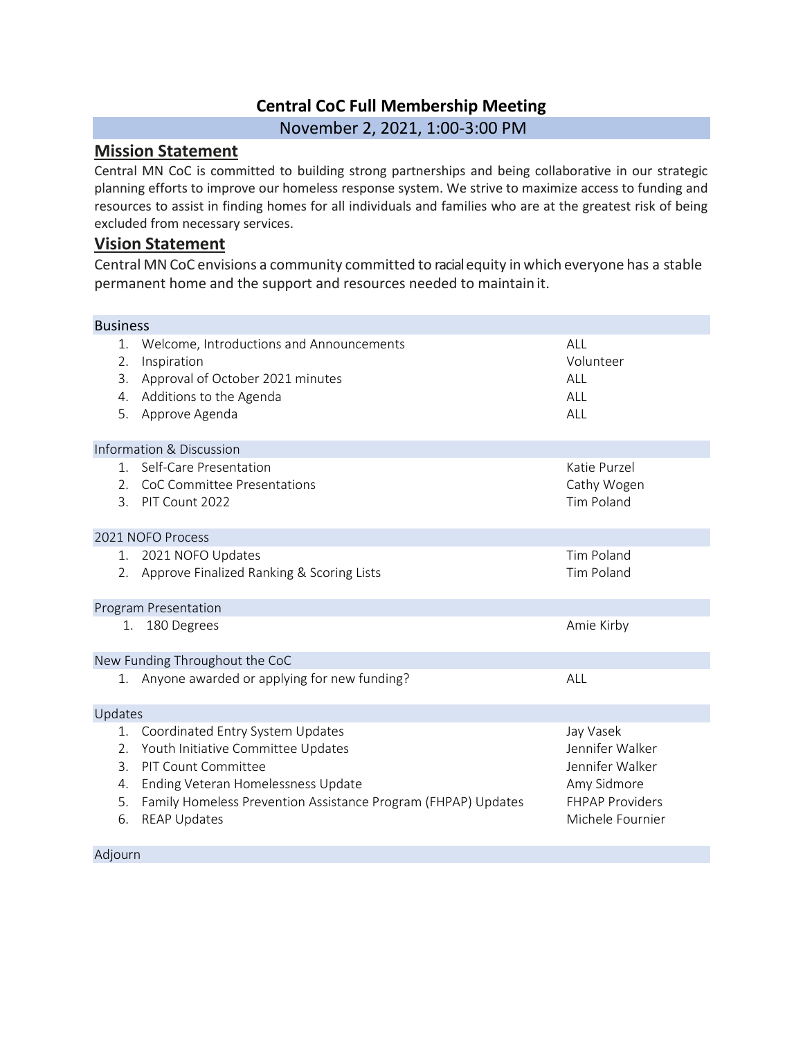# Central CoC Full Membership Meeting

November 2, 2021, 1:00-3:00 PM

## Mission Statement

Central MN CoC is committed to building strong partnerships and being collaborative in our strategic planning efforts to improve our homeless response system. We strive to maximize access to funding and resources to assist in finding homes for all individuals and families who are at the greatest risk of being excluded from necessary services.

## Vision Statement

Central MN CoC envisions a community committed to racial equity in which everyone has a stable permanent home and the support and resources needed to maintain it.

| Business | |
|---|---|
| 1. Welcome, Introductions and Announcements | ALL |
| 2. Inspiration | Volunteer |
| 3. Approval of October 2021 minutes | ALL |
| 4. Additions to the Agenda | ALL |
| 5. Approve Agenda | ALL |
| **Information & Discussion** | |
| 1. Self-Care Presentation | Katie Purzel |
| 2. CoC Committee Presentations | Cathy Wogen |
| 3. PIT Count 2022 | Tim Poland |
| **2021 NOFO Process** | |
| 1. 2021 NOFO Updates | Tim Poland |
| 2. Approve Finalized Ranking & Scoring Lists | Tim Poland |
| **Program Presentation** | |
| 1. 180 Degrees | Amie Kirby |
| **New Funding Throughout the CoC** | |
| 1. Anyone awarded or applying for new funding? | ALL |
| **Updates** | |
| 1. Coordinated Entry System Updates | Jay Vasek |
| 2. Youth Initiative Committee Updates | Jennifer Walker |
| 3. PIT Count Committee | Jennifer Walker |
| 4. Ending Veteran Homelessness Update | Amy Sidmore |
| 5. Family Homeless Prevention Assistance Program (FHPAP) Updates | FHPAP Providers |
| 6. REAP Updates | Michele Fournier |
| **Adjourn** | |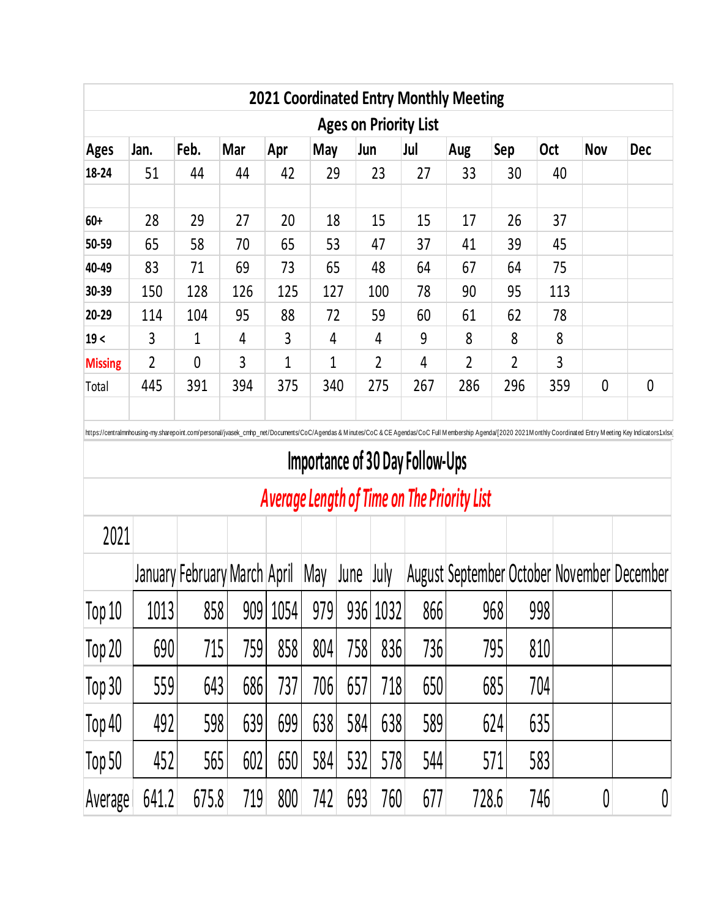## 2021 Coordinated Entry Monthly Meeting

### Ages on Priority List

| Ages | Jan. | Feb. | Mar | Apr | May | Jun | Jul | Aug | Sep | Oct | Nov | Dec |
|---|---|---|---|---|---|---|---|---|---|---|---|---|
| 18-24 | 51 | 44 | 44 | 42 | 29 | 23 | 27 | 33 | 30 | 40 | | |
| | | | | | | | | | | | | |
| 60+ | 28 | 29 | 27 | 20 | 18 | 15 | 15 | 17 | 26 | 37 | | |
| 50-59 | 65 | 58 | 70 | 65 | 53 | 47 | 37 | 41 | 39 | 45 | | |
| 40-49 | 83 | 71 | 69 | 73 | 65 | 48 | 64 | 67 | 64 | 75 | | |
| 30-39 | 150 | 128 | 126 | 125 | 127 | 100 | 78 | 90 | 95 | 113 | | |
| 20-29 | 114 | 104 | 95 | 88 | 72 | 59 | 60 | 61 | 62 | 78 | | |
| 19 < | 3 | 1 | 4 | 3 | 4 | 4 | 9 | 8 | 8 | 8 | | |
| Missing | 2 | 0 | 3 | 1 | 1 | 2 | 4 | 2 | 2 | 3 | | |
| Total | 445 | 391 | 394 | 375 | 340 | 275 | 267 | 286 | 296 | 359 | 0 | 0 |

https://centralmnhousing-my.sharepoint.com/personal/jvasek_cmhp_net/Documents/CoC/Agendas & Minutes/CoC & CE Agendas/CoC Full Membership Agenda/[2020 2021Monthly Coordinated Entry Meeting Key Indicators1.xlsx]

## Importance of 30 Day Follow-Ups

### *Average Length of Time on The Priority List*

| 2021 | January | February | March | April | May | June | July | August | September | October | November | December |
|---|---|---|---|---|---|---|---|---|---|---|---|---|
| Top 10 | 1013 | 858 | 909 | 1054 | 979 | 936 | 1032 | 866 | 968 | 998 | | |
| Top 20 | 690 | 715 | 759 | 858 | 804 | 758 | 836 | 736 | 795 | 810 | | |
| Top 30 | 559 | 643 | 686 | 737 | 706 | 657 | 718 | 650 | 685 | 704 | | |
| Top 40 | 492 | 598 | 639 | 699 | 638 | 584 | 638 | 589 | 624 | 635 | | |
| Top 50 | 452 | 565 | 602 | 650 | 584 | 532 | 578 | 544 | 571 | 583 | | |
| Average | 641.2 | 675.8 | 719 | 800 | 742 | 693 | 760 | 677 | 728.6 | 746 | 0 | 0 |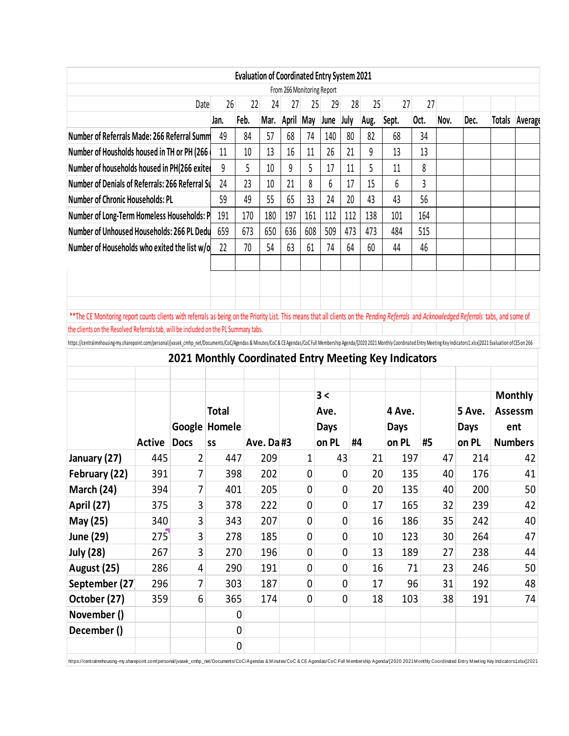# Evaluation of Coordinated Entry System 2021

From 266 Monitoring Report

| Date | 26 | 22 | 24 | 27 | 25 | 29 | 28 | 25 | 27 | 27 | | | | |
|---|---|---|---|---|---|---|---|---|---|---|---|---|---|---|
| | Jan. | Feb. | Mar. | April | May | June | July | Aug. | Sept. | Oct. | Nov. | Dec. | Totals | Average |
| Number of Referrals Made: 266 Referral Summ | 49 | 84 | 57 | 68 | 74 | 140 | 80 | 82 | 68 | 34 | | | | |
| Number of Housholds housed in TH or PH (266 | 11 | 10 | 13 | 16 | 11 | 26 | 21 | 9 | 13 | 13 | | | | |
| Number of households housed in PH(266 exite | 9 | 5 | 10 | 9 | 5 | 17 | 11 | 5 | 11 | 8 | | | | |
| Number of Denials of Referrals: 266 Referral Su | 24 | 23 | 10 | 21 | 8 | 6 | 17 | 15 | 6 | 3 | | | | |
| Number of Chronic Households: PL | 59 | 49 | 55 | 65 | 33 | 24 | 20 | 43 | 43 | 56 | | | | |
| Number of Long-Term Homeless Households: P | 191 | 170 | 180 | 197 | 161 | 112 | 112 | 138 | 101 | 164 | | | | |
| Number of Unhoused Households: 266 PL Dedu | 659 | 673 | 650 | 636 | 608 | 509 | 473 | 473 | 484 | 515 | | | | |
| Number of Households who exited the list w/o | 22 | 70 | 54 | 63 | 61 | 74 | 64 | 60 | 44 | 46 | | | | |

**The CE Monitoring report counts clients with referrals as being on the Priority List. This means that all clients on the *Pending Referrals* and *Acknowledged Referrals* tabs, and some of the clients on the Resolved Referrals tab, will be included on the PL Summary tabs.

https://centralmnhousing-my.sharepoint.com/personal/jvasek_cmhp_net/Documents/CoC/Agendas & Minutes/CoC & CE Agendas/CoC Full Membership Agenda/[2020 2021 Monthly Coordinated Entry Meeting Key Indicators1.xlsx]2021 Evaluation of CES on 266

# 2021 Monthly Coordinated Entry Meeting Key Indicators

| | Active | Google Docs | Total Homeless | Ave. Da | #3 | 3 < Ave. Days on PL | #4 | 4 Ave. Days on PL | #5 | 5 Ave. Days on PL | Monthly Assessment Numbers |
|---|---|---|---|---|---|---|---|---|---|---|---|
| January (27) | 445 | 2 | 447 | 209 | 1 | 43 | 21 | 197 | 47 | 214 | 42 |
| February (22) | 391 | 7 | 398 | 202 | 0 | 0 | 20 | 135 | 40 | 176 | 41 |
| March (24) | 394 | 7 | 401 | 205 | 0 | 0 | 20 | 135 | 40 | 200 | 50 |
| April (27) | 375 | 3 | 378 | 222 | 0 | 0 | 17 | 165 | 32 | 239 | 42 |
| May (25) | 340 | 3 | 343 | 207 | 0 | 0 | 16 | 186 | 35 | 242 | 40 |
| June (29) | 275 | 3 | 278 | 185 | 0 | 0 | 10 | 123 | 30 | 264 | 47 |
| July (28) | 267 | 3 | 270 | 196 | 0 | 0 | 13 | 189 | 27 | 238 | 44 |
| August (25) | 286 | 4 | 290 | 191 | 0 | 0 | 16 | 71 | 23 | 246 | 50 |
| September (27 | 296 | 7 | 303 | 187 | 0 | 0 | 17 | 96 | 31 | 192 | 48 |
| October (27) | 359 | 6 | 365 | 174 | 0 | 0 | 18 | 103 | 38 | 191 | 74 |
| November () | | | 0 | | | | | | | | |
| December () | | | 0 | | | | | | | | |
| | | | 0 | | | | | | | | |

https://centralmnhousing-my.sharepoint.com/personal/jvasek_cmhp_net/Documents/CoC/Agendas & Minutes/CoC & CE Agendas/CoC Full Membership Agenda/[2020 2021Monthly Coordinated Entry Meeting Key Indicators1xlsx]2021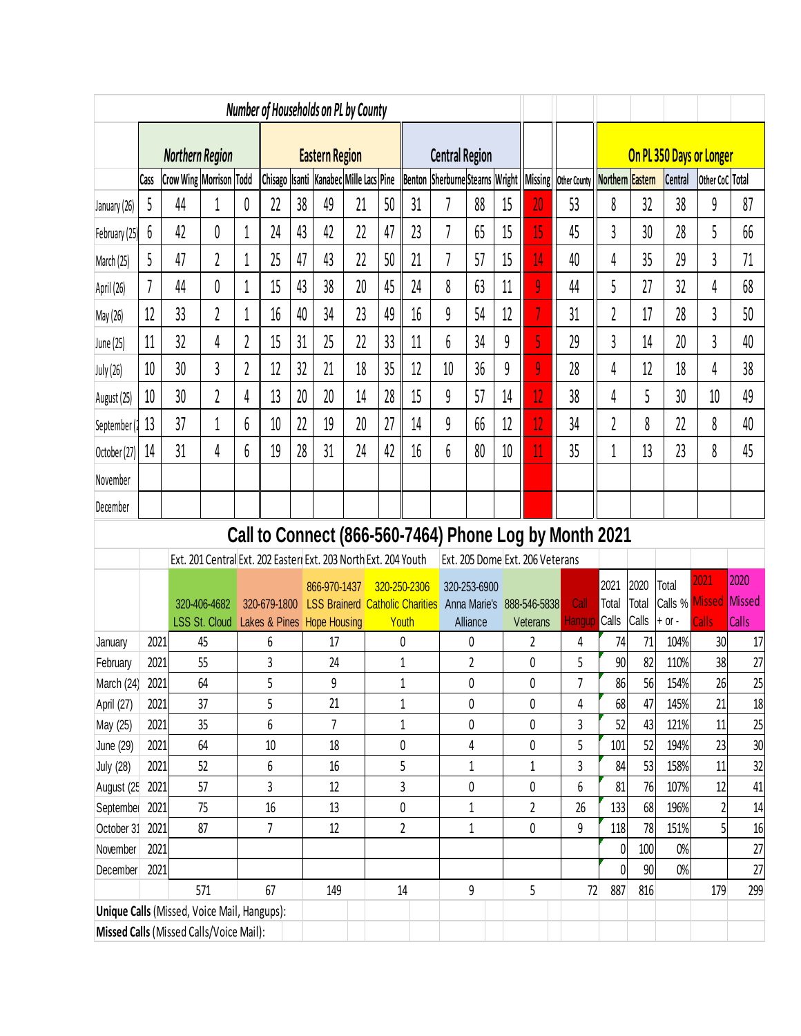## Number of Households on PL by County

| | Northern Region | | | | Eastern Region | | | | | Central Region | | | | | | On PL 350 Days or Longer | | | | |
|---|---|---|---|---|---|---|---|---|---|---|---|---|---|---|---|---|---|---|---|---|
| | Cass | Crow Wing | Morrison | Todd | Chisago | Isanti | Kanabec | Mille Lacs | Pine | Benton | Sherburne | Stearns | Wright | Missing | Other County | Northern | Eastern | Central | Other CoC | Total |
| January (26) | 5 | 44 | 1 | 0 | 22 | 38 | 49 | 21 | 50 | 31 | 7 | 88 | 15 | 20 | 53 | 8 | 32 | 38 | 9 | 87 |
| February (25) | 6 | 42 | 0 | 1 | 24 | 43 | 42 | 22 | 47 | 23 | 7 | 65 | 15 | 15 | 45 | 3 | 30 | 28 | 5 | 66 |
| March (25) | 5 | 47 | 2 | 1 | 25 | 47 | 43 | 22 | 50 | 21 | 7 | 57 | 15 | 14 | 40 | 4 | 35 | 29 | 3 | 71 |
| April (26) | 7 | 44 | 0 | 1 | 15 | 43 | 38 | 20 | 45 | 24 | 8 | 63 | 11 | 9 | 44 | 5 | 27 | 32 | 4 | 68 |
| May (26) | 12 | 33 | 2 | 1 | 16 | 40 | 34 | 23 | 49 | 16 | 9 | 54 | 12 | 7 | 31 | 2 | 17 | 28 | 3 | 50 |
| June (25) | 11 | 32 | 4 | 2 | 15 | 31 | 25 | 22 | 33 | 11 | 6 | 34 | 9 | 5 | 29 | 3 | 14 | 20 | 3 | 40 |
| July (26) | 10 | 30 | 3 | 2 | 12 | 32 | 21 | 18 | 35 | 12 | 10 | 36 | 9 | 9 | 28 | 4 | 12 | 18 | 4 | 38 |
| August (25) | 10 | 30 | 2 | 4 | 13 | 20 | 20 | 14 | 28 | 15 | 9 | 57 | 14 | 12 | 38 | 4 | 5 | 30 | 10 | 49 |
| September (2 | 13 | 37 | 1 | 6 | 10 | 22 | 19 | 20 | 27 | 14 | 9 | 66 | 12 | 12 | 34 | 2 | 8 | 22 | 8 | 40 |
| October (27) | 14 | 31 | 4 | 6 | 19 | 28 | 31 | 24 | 42 | 16 | 6 | 80 | 10 | 11 | 35 | 1 | 13 | 23 | 8 | 45 |
| November | | | | | | | | | | | | | | | | | | | | |
| December | | | | | | | | | | | | | | | | | | | | |

## Call to Connect (866-560-7464) Phone Log by Month 2021

| | | Ext. 201 Central | Ext. 202 Eastern | Ext. 203 North | Ext. 204 Youth | Ext. 205 Dome | Ext. 206 Veterans | | | | | | |
|---|---|---|---|---|---|---|---|---|---|---|---|---|---|
| | | 320-406-4682 LSS St. Cloud | 320-679-1800 Lakes & Pines | 866-970-1437 LSS Brainerd Hope Housing | 320-250-2306 Catholic Charities Youth | 320-253-6900 Anna Marie's Alliance | 888-546-5838 Veterans | Call Hangup | 2021 Total Calls | 2020 Total Calls | Total Calls % + or - | 2021 Missed Calls | 2020 Missed Calls |
| January | 2021 | 45 | 6 | 17 | 0 | 0 | 2 | 4 | 74 | 71 | 104% | 30 | 17 |
| February | 2021 | 55 | 3 | 24 | 1 | 2 | 0 | 5 | 90 | 82 | 110% | 38 | 27 |
| March (24) | 2021 | 64 | 5 | 9 | 1 | 0 | 0 | 7 | 86 | 56 | 154% | 26 | 25 |
| April (27) | 2021 | 37 | 5 | 21 | 1 | 0 | 0 | 4 | 68 | 47 | 145% | 21 | 18 |
| May (25) | 2021 | 35 | 6 | 7 | 1 | 0 | 0 | 3 | 52 | 43 | 121% | 11 | 25 |
| June (29) | 2021 | 64 | 10 | 18 | 0 | 4 | 0 | 5 | 101 | 52 | 194% | 23 | 30 |
| July (28) | 2021 | 52 | 6 | 16 | 5 | 1 | 1 | 3 | 84 | 53 | 158% | 11 | 32 |
| August (25 | 2021 | 57 | 3 | 12 | 3 | 0 | 0 | 6 | 81 | 76 | 107% | 12 | 41 |
| Septembe | 2021 | 75 | 16 | 13 | 0 | 1 | 2 | 26 | 133 | 68 | 196% | 2 | 14 |
| October 31 | 2021 | 87 | 7 | 12 | 2 | 1 | 0 | 9 | 118 | 78 | 151% | 5 | 16 |
| November | 2021 | | | | | | | | 0 | 100 | 0% | | 27 |
| December | 2021 | | | | | | | | 0 | 90 | 0% | | 27 |
| | | 571 | 67 | 149 | 14 | 9 | 5 | 72 | 887 | 816 | | 179 | 299 |

**Unique Calls** (Missed, Voice Mail, Hangups):

**Missed Calls** (Missed Calls/Voice Mail):